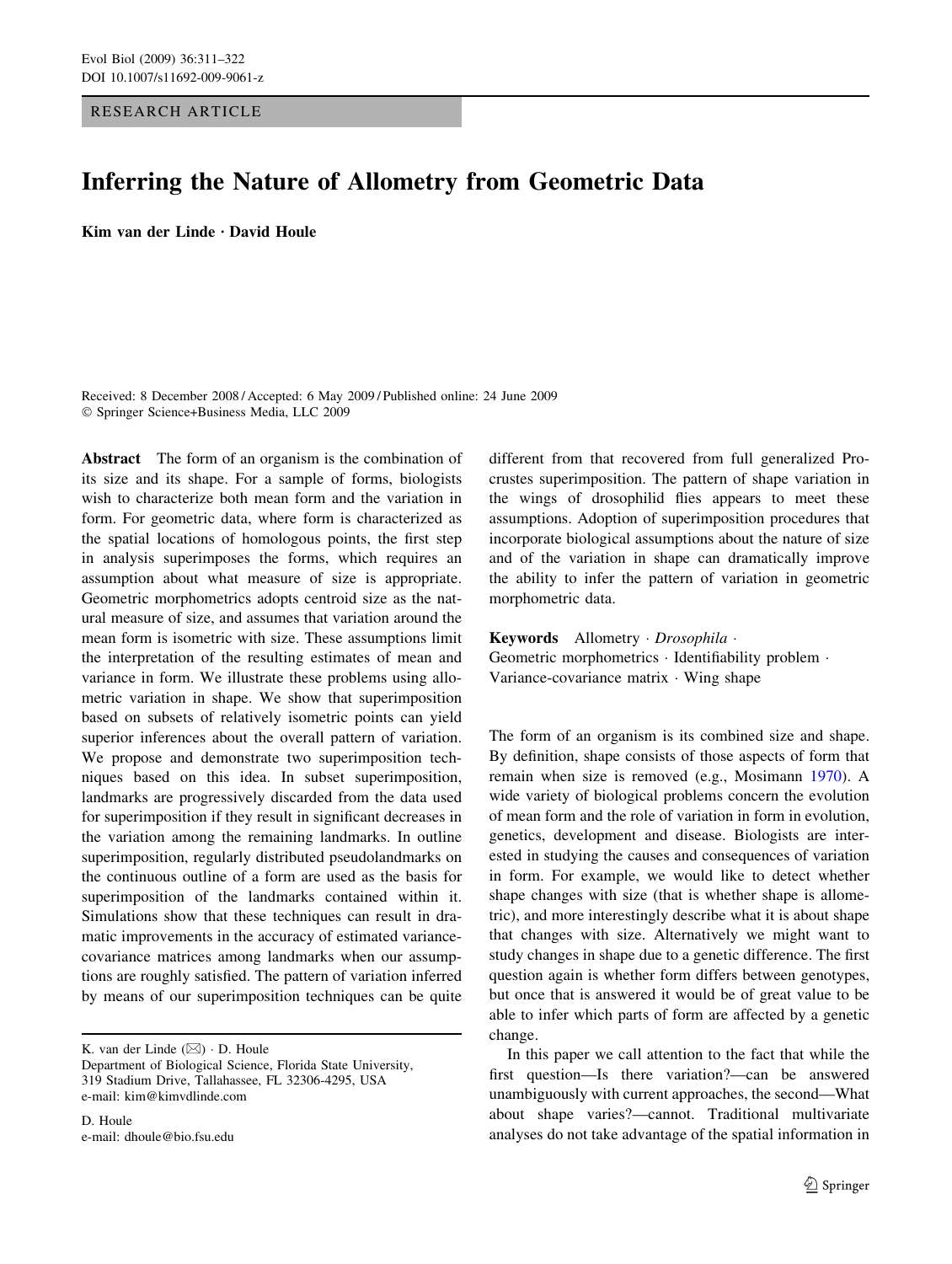RESEARCH ARTICLE

# Inferring the Nature of Allometry from Geometric Data

**Kim van der Linde · David Houle**

Received: 8 December 2008 / Accepted: 6 May 2009 / Published online: 24 June 2009
© Springer Science+Business Media, LLC 2009

**Abstract** The form of an organism is the combination of its size and its shape. For a sample of forms, biologists wish to characterize both mean form and the variation in form. For geometric data, where form is characterized as the spatial locations of homologous points, the first step in analysis superimposes the forms, which requires an assumption about what measure of size is appropriate. Geometric morphometrics adopts centroid size as the natural measure of size, and assumes that variation around the mean form is isometric with size. These assumptions limit the interpretation of the resulting estimates of mean and variance in form. We illustrate these problems using allometric variation in shape. We show that superimposition based on subsets of relatively isometric points can yield superior inferences about the overall pattern of variation. We propose and demonstrate two superimposition techniques based on this idea. In subset superimposition, landmarks are progressively discarded from the data used for superimposition if they result in significant decreases in the variation among the remaining landmarks. In outline superimposition, regularly distributed pseudolandmarks on the continuous outline of a form are used as the basis for superimposition of the landmarks contained within it. Simulations show that these techniques can result in dramatic improvements in the accuracy of estimated variance-covariance matrices among landmarks when our assumptions are roughly satisfied. The pattern of variation inferred by means of our superimposition techniques can be quite different from that recovered from full generalized Procrustes superimposition. The pattern of shape variation in the wings of drosophilid flies appears to meet these assumptions. Adoption of superimposition procedures that incorporate biological assumptions about the nature of size and of the variation in shape can dramatically improve the ability to infer the pattern of variation in geometric morphometric data.

**Keywords** Allometry · *Drosophila* · Geometric morphometrics · Identifiability problem · Variance-covariance matrix · Wing shape

K. van der Linde (✉) · D. Houle
Department of Biological Science, Florida State University, 319 Stadium Drive, Tallahassee, FL 32306-4295, USA
e-mail: kim@kimvdlinde.com

D. Houle
e-mail: dhoule@bio.fsu.edu

The form of an organism is its combined size and shape. By definition, shape consists of those aspects of form that remain when size is removed (e.g., Mosimann 1970). A wide variety of biological problems concern the evolution of mean form and the role of variation in form in evolution, genetics, development and disease. Biologists are interested in studying the causes and consequences of variation in form. For example, we would like to detect whether shape changes with size (that is whether shape is allometric), and more interestingly describe what it is about shape that changes with size. Alternatively we might want to study changes in shape due to a genetic difference. The first question again is whether form differs between genotypes, but once that is answered it would be of great value to be able to infer which parts of form are affected by a genetic change.

In this paper we call attention to the fact that while the first question—Is there variation?—can be answered unambiguously with current approaches, the second—What about shape varies?—cannot. Traditional multivariate analyses do not take advantage of the spatial information in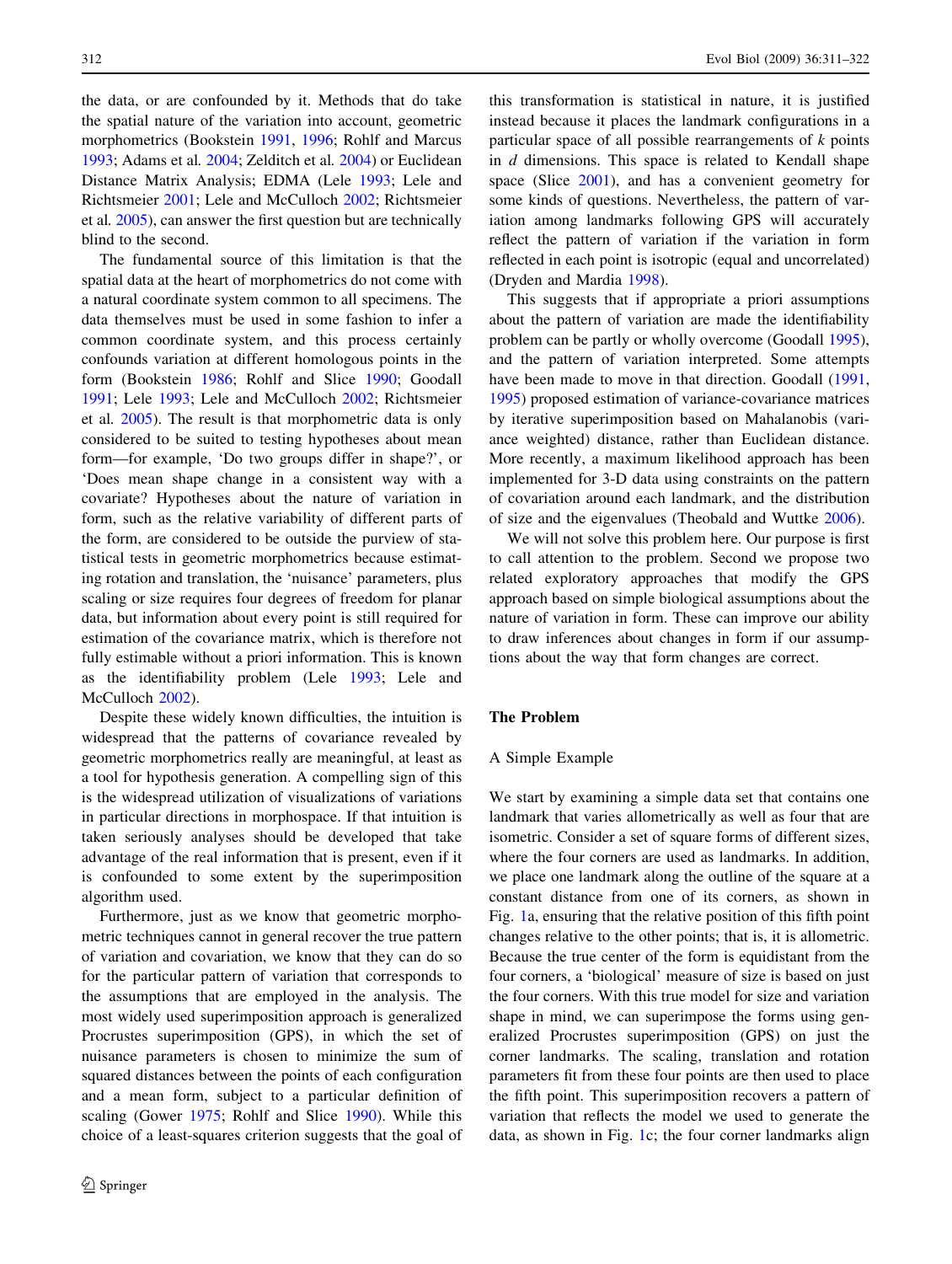the data, or are confounded by it. Methods that do take the spatial nature of the variation into account, geometric morphometrics (Bookstein 1991, 1996; Rohlf and Marcus 1993; Adams et al. 2004; Zelditch et al. 2004) or Euclidean Distance Matrix Analysis; EDMA (Lele 1993; Lele and Richtsmeier 2001; Lele and McCulloch 2002; Richtsmeier et al. 2005), can answer the first question but are technically blind to the second.

The fundamental source of this limitation is that the spatial data at the heart of morphometrics do not come with a natural coordinate system common to all specimens. The data themselves must be used in some fashion to infer a common coordinate system, and this process certainly confounds variation at different homologous points in the form (Bookstein 1986; Rohlf and Slice 1990; Goodall 1991; Lele 1993; Lele and McCulloch 2002; Richtsmeier et al. 2005). The result is that morphometric data is only considered to be suited to testing hypotheses about mean form—for example, 'Do two groups differ in shape?', or 'Does mean shape change in a consistent way with a covariate? Hypotheses about the nature of variation in form, such as the relative variability of different parts of the form, are considered to be outside the purview of statistical tests in geometric morphometrics because estimating rotation and translation, the 'nuisance' parameters, plus scaling or size requires four degrees of freedom for planar data, but information about every point is still required for estimation of the covariance matrix, which is therefore not fully estimable without a priori information. This is known as the identifiability problem (Lele 1993; Lele and McCulloch 2002).

Despite these widely known difficulties, the intuition is widespread that the patterns of covariance revealed by geometric morphometrics really are meaningful, at least as a tool for hypothesis generation. A compelling sign of this is the widespread utilization of visualizations of variations in particular directions in morphospace. If that intuition is taken seriously analyses should be developed that take advantage of the real information that is present, even if it is confounded to some extent by the superimposition algorithm used.

Furthermore, just as we know that geometric morphometric techniques cannot in general recover the true pattern of variation and covariation, we know that they can do so for the particular pattern of variation that corresponds to the assumptions that are employed in the analysis. The most widely used superimposition approach is generalized Procrustes superimposition (GPS), in which the set of nuisance parameters is chosen to minimize the sum of squared distances between the points of each configuration and a mean form, subject to a particular definition of scaling (Gower 1975; Rohlf and Slice 1990). While this choice of a least-squares criterion suggests that the goal of this transformation is statistical in nature, it is justified instead because it places the landmark configurations in a particular space of all possible rearrangements of $k$ points in $d$ dimensions. This space is related to Kendall shape space (Slice 2001), and has a convenient geometry for some kinds of questions. Nevertheless, the pattern of variation among landmarks following GPS will accurately reflect the pattern of variation if the variation in form reflected in each point is isotropic (equal and uncorrelated) (Dryden and Mardia 1998).

This suggests that if appropriate a priori assumptions about the pattern of variation are made the identifiability problem can be partly or wholly overcome (Goodall 1995), and the pattern of variation interpreted. Some attempts have been made to move in that direction. Goodall (1991, 1995) proposed estimation of variance-covariance matrices by iterative superimposition based on Mahalanobis (variance weighted) distance, rather than Euclidean distance. More recently, a maximum likelihood approach has been implemented for 3-D data using constraints on the pattern of covariation around each landmark, and the distribution of size and the eigenvalues (Theobald and Wuttke 2006).

We will not solve this problem here. Our purpose is first to call attention to the problem. Second we propose two related exploratory approaches that modify the GPS approach based on simple biological assumptions about the nature of variation in form. These can improve our ability to draw inferences about changes in form if our assumptions about the way that form changes are correct.

## The Problem

### A Simple Example

We start by examining a simple data set that contains one landmark that varies allometrically as well as four that are isometric. Consider a set of square forms of different sizes, where the four corners are used as landmarks. In addition, we place one landmark along the outline of the square at a constant distance from one of its corners, as shown in Fig. 1a, ensuring that the relative position of this fifth point changes relative to the other points; that is, it is allometric. Because the true center of the form is equidistant from the four corners, a 'biological' measure of size is based on just the four corners. With this true model for size and variation shape in mind, we can superimpose the forms using generalized Procrustes superimposition (GPS) on just the corner landmarks. The scaling, translation and rotation parameters fit from these four points are then used to place the fifth point. This superimposition recovers a pattern of variation that reflects the model we used to generate the data, as shown in Fig. 1c; the four corner landmarks align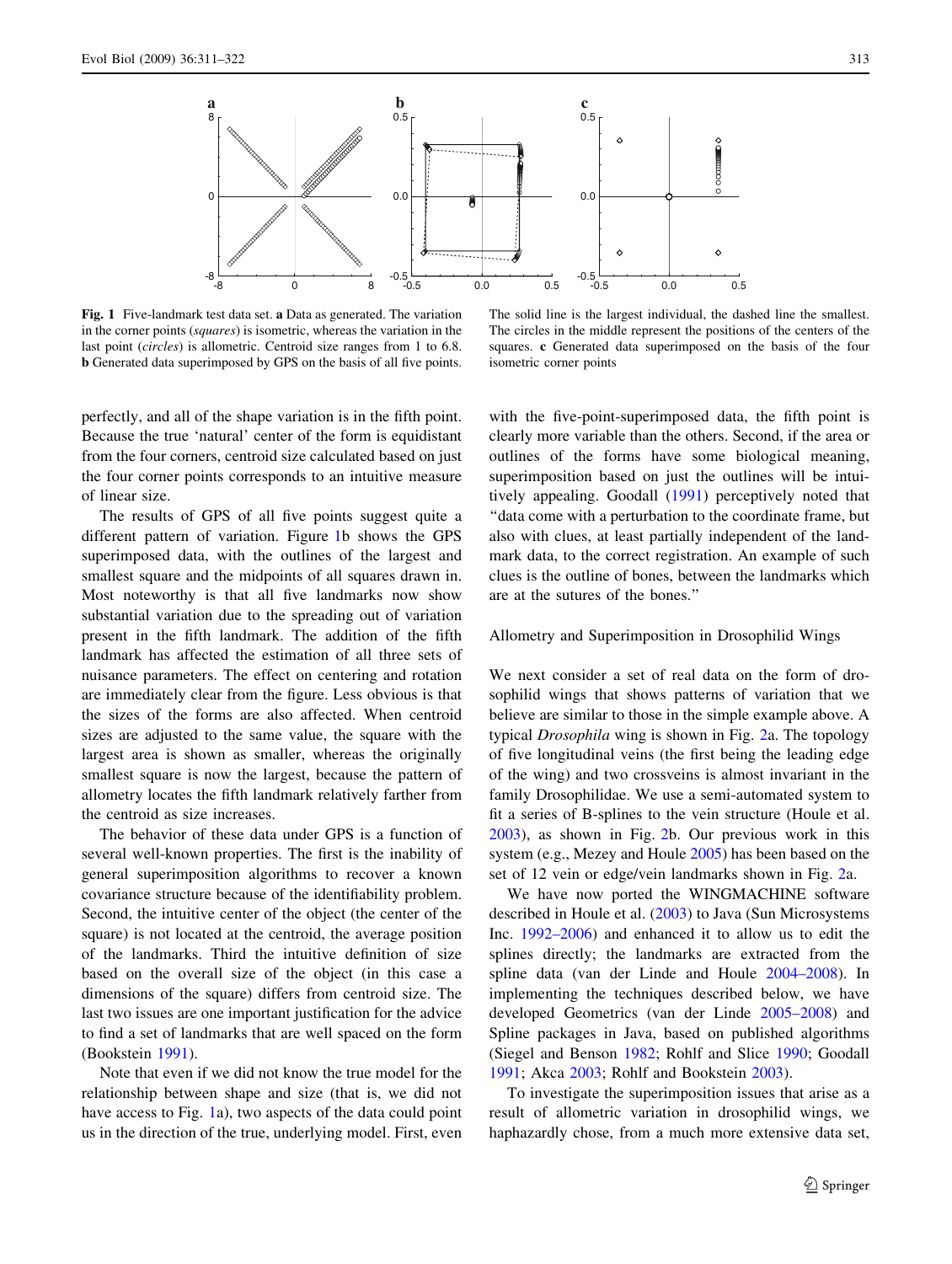**Fig. 1** Five-landmark test data set. **a** Data as generated. The variation in the corner points (*squares*) is isometric, whereas the variation in the last point (*circles*) is allometric. Centroid size ranges from 1 to 6.8. **b** Generated data superimposed by GPS on the basis of all five points. The solid line is the largest individual, the dashed line the smallest. The circles in the middle represent the positions of the centers of the squares. **c** Generated data superimposed on the basis of the four isometric corner points

perfectly, and all of the shape variation is in the fifth point. Because the true 'natural' center of the form is equidistant from the four corners, centroid size calculated based on just the four corner points corresponds to an intuitive measure of linear size.

The results of GPS of all five points suggest quite a different pattern of variation. Figure 1b shows the GPS superimposed data, with the outlines of the largest and smallest square and the midpoints of all squares drawn in. Most noteworthy is that all five landmarks now show substantial variation due to the spreading out of variation present in the fifth landmark. The addition of the fifth landmark has affected the estimation of all three sets of nuisance parameters. The effect on centering and rotation are immediately clear from the figure. Less obvious is that the sizes of the forms are also affected. When centroid sizes are adjusted to the same value, the square with the largest area is shown as smaller, whereas the originally smallest square is now the largest, because the pattern of allometry locates the fifth landmark relatively farther from the centroid as size increases.

The behavior of these data under GPS is a function of several well-known properties. The first is the inability of general superimposition algorithms to recover a known covariance structure because of the identifiability problem. Second, the intuitive center of the object (the center of the square) is not located at the centroid, the average position of the landmarks. Third the intuitive definition of size based on the overall size of the object (in this case a dimensions of the square) differs from centroid size. The last two issues are one important justification for the advice to find a set of landmarks that are well spaced on the form (Bookstein 1991).

Note that even if we did not know the true model for the relationship between shape and size (that is, we did not have access to Fig. 1a), two aspects of the data could point us in the direction of the true, underlying model. First, even with the five-point-superimposed data, the fifth point is clearly more variable than the others. Second, if the area or outlines of the forms have some biological meaning, superimposition based on just the outlines will be intuitively appealing. Goodall (1991) perceptively noted that "data come with a perturbation to the coordinate frame, but also with clues, at least partially independent of the landmark data, to the correct registration. An example of such clues is the outline of bones, between the landmarks which are at the sutures of the bones."

## Allometry and Superimposition in Drosophilid Wings

We next consider a set of real data on the form of drosophilid wings that shows patterns of variation that we believe are similar to those in the simple example above. A typical *Drosophila* wing is shown in Fig. 2a. The topology of five longitudinal veins (the first being the leading edge of the wing) and two crossveins is almost invariant in the family Drosophilidae. We use a semi-automated system to fit a series of B-splines to the vein structure (Houle et al. 2003), as shown in Fig. 2b. Our previous work in this system (e.g., Mezey and Houle 2005) has been based on the set of 12 vein or edge/vein landmarks shown in Fig. 2a.

We have now ported the WINGMACHINE software described in Houle et al. (2003) to Java (Sun Microsystems Inc. 1992–2006) and enhanced it to allow us to edit the splines directly; the landmarks are extracted from the spline data (van der Linde and Houle 2004–2008). In implementing the techniques described below, we have developed Geometrics (van der Linde 2005–2008) and Spline packages in Java, based on published algorithms (Siegel and Benson 1982; Rohlf and Slice 1990; Goodall 1991; Akca 2003; Rohlf and Bookstein 2003).

To investigate the superimposition issues that arise as a result of allometric variation in drosophilid wings, we haphazardly chose, from a much more extensive data set,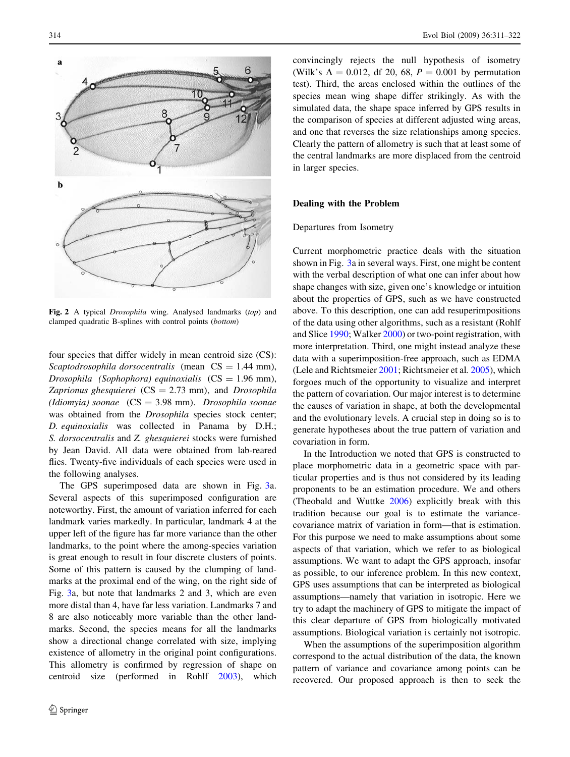Fig. 2 A typical *Drosophila* wing. Analysed landmarks (*top*) and clamped quadratic B-splines with control points (*bottom*)

four species that differ widely in mean centroid size (CS): *Scaptodrosophila dorsocentralis* (mean CS = 1.44 mm), *Drosophila (Sophophora) equinoxialis* (CS = 1.96 mm), *Zaprionus ghesquierei* (CS = 2.73 mm), and *Drosophila (Idiomyia) soonae* (CS = 3.98 mm). *Drosophila soonae* was obtained from the *Drosophila* species stock center; *D. equinoxialis* was collected in Panama by D.H.; *S. dorsocentralis* and *Z. ghesquierei* stocks were furnished by Jean David. All data were obtained from lab-reared flies. Twenty-five individuals of each species were used in the following analyses.

The GPS superimposed data are shown in Fig. 3a. Several aspects of this superimposed configuration are noteworthy. First, the amount of variation inferred for each landmark varies markedly. In particular, landmark 4 at the upper left of the figure has far more variance than the other landmarks, to the point where the among-species variation is great enough to result in four discrete clusters of points. Some of this pattern is caused by the clumping of landmarks at the proximal end of the wing, on the right side of Fig. 3a, but note that landmarks 2 and 3, which are even more distal than 4, have far less variation. Landmarks 7 and 8 are also noticeably more variable than the other landmarks. Second, the species means for all the landmarks show a directional change correlated with size, implying existence of allometry in the original point configurations. This allometry is confirmed by regression of shape on centroid size (performed in Rohlf 2003), which convincingly rejects the null hypothesis of isometry (Wilk's $\Lambda = 0.012$, df 20, 68, $P = 0.001$ by permutation test). Third, the areas enclosed within the outlines of the species mean wing shape differ strikingly. As with the simulated data, the shape space inferred by GPS results in the comparison of species at different adjusted wing areas, and one that reverses the size relationships among species. Clearly the pattern of allometry is such that at least some of the central landmarks are more displaced from the centroid in larger species.

## Dealing with the Problem

### Departures from Isometry

Current morphometric practice deals with the situation shown in Fig. 3a in several ways. First, one might be content with the verbal description of what one can infer about how shape changes with size, given one's knowledge or intuition about the properties of GPS, such as we have constructed above. To this description, one can add resuperimpositions of the data using other algorithms, such as a resistant (Rohlf and Slice 1990; Walker 2000) or two-point registration, with more interpretation. Third, one might instead analyze these data with a superimposition-free approach, such as EDMA (Lele and Richtsmeier 2001; Richtsmeier et al. 2005), which forgoes much of the opportunity to visualize and interpret the pattern of covariation. Our major interest is to determine the causes of variation in shape, at both the developmental and the evolutionary levels. A crucial step in doing so is to generate hypotheses about the true pattern of variation and covariation in form.

In the Introduction we noted that GPS is constructed to place morphometric data in a geometric space with particular properties and is thus not considered by its leading proponents to be an estimation procedure. We and others (Theobald and Wuttke 2006) explicitly break with this tradition because our goal is to estimate the variance-covariance matrix of variation in form—that is estimation. For this purpose we need to make assumptions about some aspects of that variation, which we refer to as biological assumptions. We want to adapt the GPS approach, insofar as possible, to our inference problem. In this new context, GPS uses assumptions that can be interpreted as biological assumptions—namely that variation in isotropic. Here we try to adapt the machinery of GPS to mitigate the impact of this clear departure of GPS from biologically motivated assumptions. Biological variation is certainly not isotropic.

When the assumptions of the superimposition algorithm correspond to the actual distribution of the data, the known pattern of variance and covariance among points can be recovered. Our proposed approach is then to seek the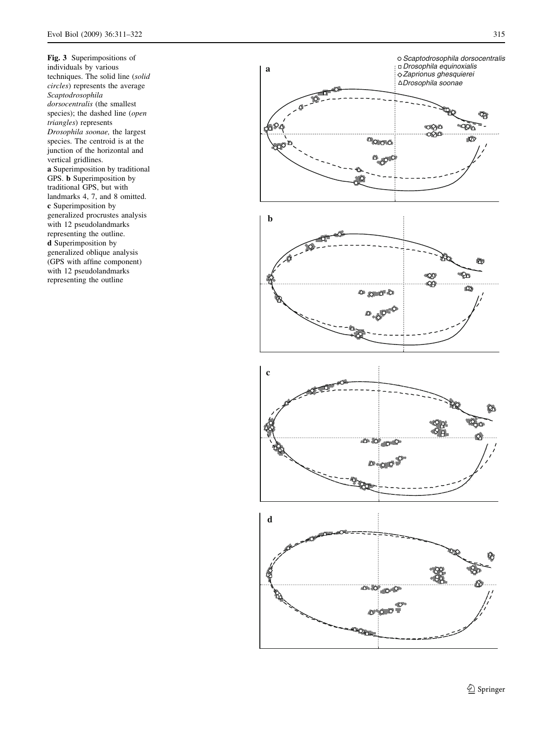**Fig. 3** Superimpositions of individuals by various techniques. The solid line (*solid circles*) represents the average *Scaptodrosophila dorsocentralis* (the smallest species); the dashed line (*open triangles*) represents *Drosophila soonae,* the largest species. The centroid is at the junction of the horizontal and vertical gridlines. **a** Superimposition by traditional GPS. **b** Superimposition by traditional GPS, but with landmarks 4, 7, and 8 omitted. **c** Superimposition by generalized procrustes analysis with 12 pseudolandmarks representing the outline. **d** Superimposition by generalized oblique analysis (GPS with affine component) with 12 pseudolandmarks representing the outline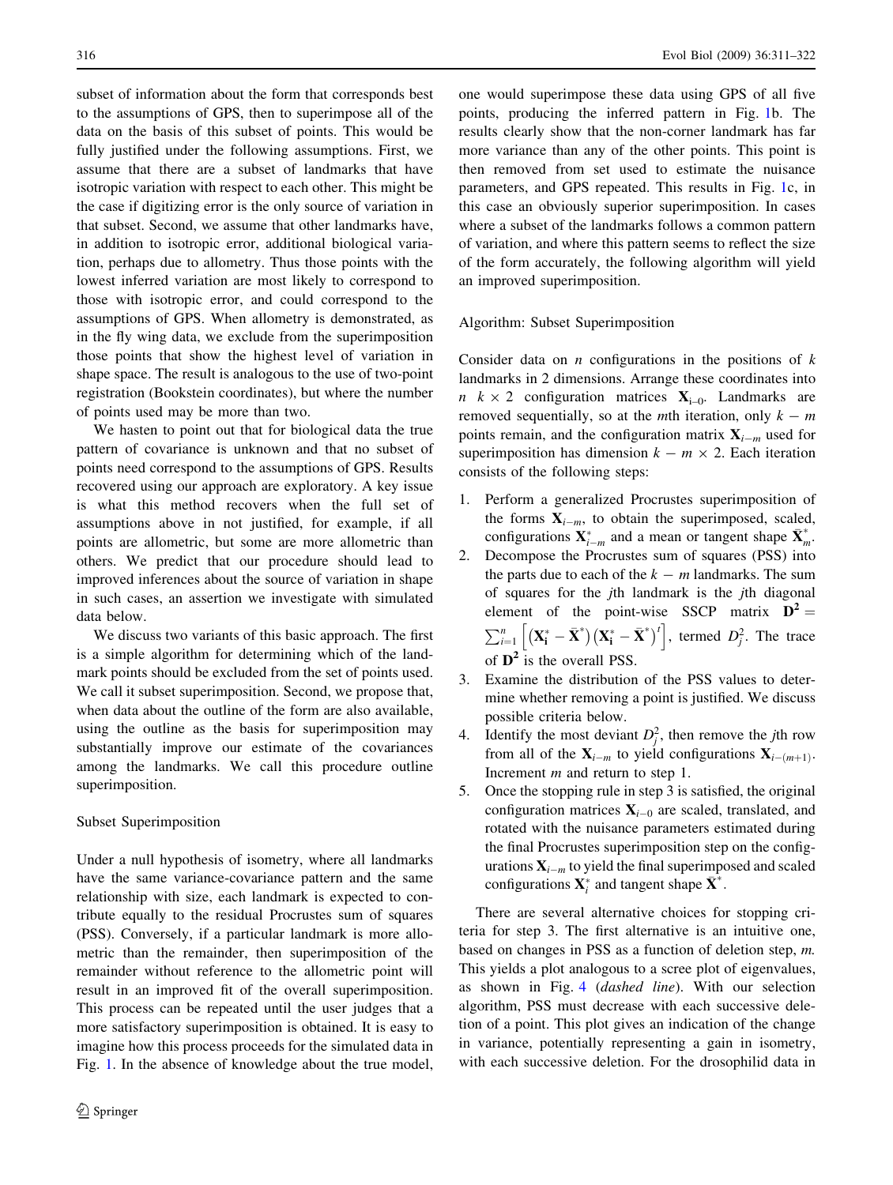subset of information about the form that corresponds best to the assumptions of GPS, then to superimpose all of the data on the basis of this subset of points. This would be fully justified under the following assumptions. First, we assume that there are a subset of landmarks that have isotropic variation with respect to each other. This might be the case if digitizing error is the only source of variation in that subset. Second, we assume that other landmarks have, in addition to isotropic error, additional biological variation, perhaps due to allometry. Thus those points with the lowest inferred variation are most likely to correspond to those with isotropic error, and could correspond to the assumptions of GPS. When allometry is demonstrated, as in the fly wing data, we exclude from the superimposition those points that show the highest level of variation in shape space. The result is analogous to the use of two-point registration (Bookstein coordinates), but where the number of points used may be more than two.

We hasten to point out that for biological data the true pattern of covariance is unknown and that no subset of points need correspond to the assumptions of GPS. Results recovered using our approach are exploratory. A key issue is what this method recovers when the full set of assumptions above in not justified, for example, if all points are allometric, but some are more allometric than others. We predict that our procedure should lead to improved inferences about the source of variation in shape in such cases, an assertion we investigate with simulated data below.

We discuss two variants of this basic approach. The first is a simple algorithm for determining which of the landmark points should be excluded from the set of points used. We call it subset superimposition. Second, we propose that, when data about the outline of the form are also available, using the outline as the basis for superimposition may substantially improve our estimate of the covariances among the landmarks. We call this procedure outline superimposition.

## Subset Superimposition

Under a null hypothesis of isometry, where all landmarks have the same variance-covariance pattern and the same relationship with size, each landmark is expected to contribute equally to the residual Procrustes sum of squares (PSS). Conversely, if a particular landmark is more allometric than the remainder, then superimposition of the remainder without reference to the allometric point will result in an improved fit of the overall superimposition. This process can be repeated until the user judges that a more satisfactory superimposition is obtained. It is easy to imagine how this process proceeds for the simulated data in Fig. 1. In the absence of knowledge about the true model, one would superimpose these data using GPS of all five points, producing the inferred pattern in Fig. 1b. The results clearly show that the non-corner landmark has far more variance than any of the other points. This point is then removed from set used to estimate the nuisance parameters, and GPS repeated. This results in Fig. 1c, in this case an obviously superior superimposition. In cases where a subset of the landmarks follows a common pattern of variation, and where this pattern seems to reflect the size of the form accurately, the following algorithm will yield an improved superimposition.

### Algorithm: Subset Superimposition

Consider data on $n$ configurations in the positions of $k$ landmarks in 2 dimensions. Arrange these coordinates into $n$ $k \times 2$ configuration matrices $\mathbf{X}_{i-0}$. Landmarks are removed sequentially, so at the $m$th iteration, only $k - m$ points remain, and the configuration matrix $\mathbf{X}_{i-m}$ used for superimposition has dimension $k - m \times 2$. Each iteration consists of the following steps:

1. Perform a generalized Procrustes superimposition of the forms $\mathbf{X}_{i-m}$, to obtain the superimposed, scaled, configurations $\mathbf{X}^*_{i-m}$ and a mean or tangent shape $\bar{\mathbf{X}}^*_m$.
2. Decompose the Procrustes sum of squares (PSS) into the parts due to each of the $k - m$ landmarks. The sum of squares for the $j$th landmark is the $j$th diagonal element of the point-wise SSCP matrix $\mathbf{D^2} = \sum_{i=1}^{n} \left[ \left(\mathbf{X}^*_\mathbf{i} - \bar{\mathbf{X}}^*\right)\left(\mathbf{X}^*_\mathbf{i} - \bar{\mathbf{X}}^*\right)^t \right]$, termed $D^2_j$. The trace of $\mathbf{D^2}$ is the overall PSS.
3. Examine the distribution of the PSS values to determine whether removing a point is justified. We discuss possible criteria below.
4. Identify the most deviant $D^2_j$, then remove the $j$th row from all of the $\mathbf{X}_{i-m}$ to yield configurations $\mathbf{X}_{i-(m+1)}$. Increment $m$ and return to step 1.
5. Once the stopping rule in step 3 is satisfied, the original configuration matrices $\mathbf{X}_{i-0}$ are scaled, translated, and rotated with the nuisance parameters estimated during the final Procrustes superimposition step on the configurations $\mathbf{X}_{i-m}$ to yield the final superimposed and scaled configurations $\mathbf{X}^*_i$ and tangent shape $\bar{\mathbf{X}}^*$.

There are several alternative choices for stopping criteria for step 3. The first alternative is an intuitive one, based on changes in PSS as a function of deletion step, $m$. This yields a plot analogous to a scree plot of eigenvalues, as shown in Fig. 4 (*dashed line*). With our selection algorithm, PSS must decrease with each successive deletion of a point. This plot gives an indication of the change in variance, potentially representing a gain in isometry, with each successive deletion. For the drosophilid data in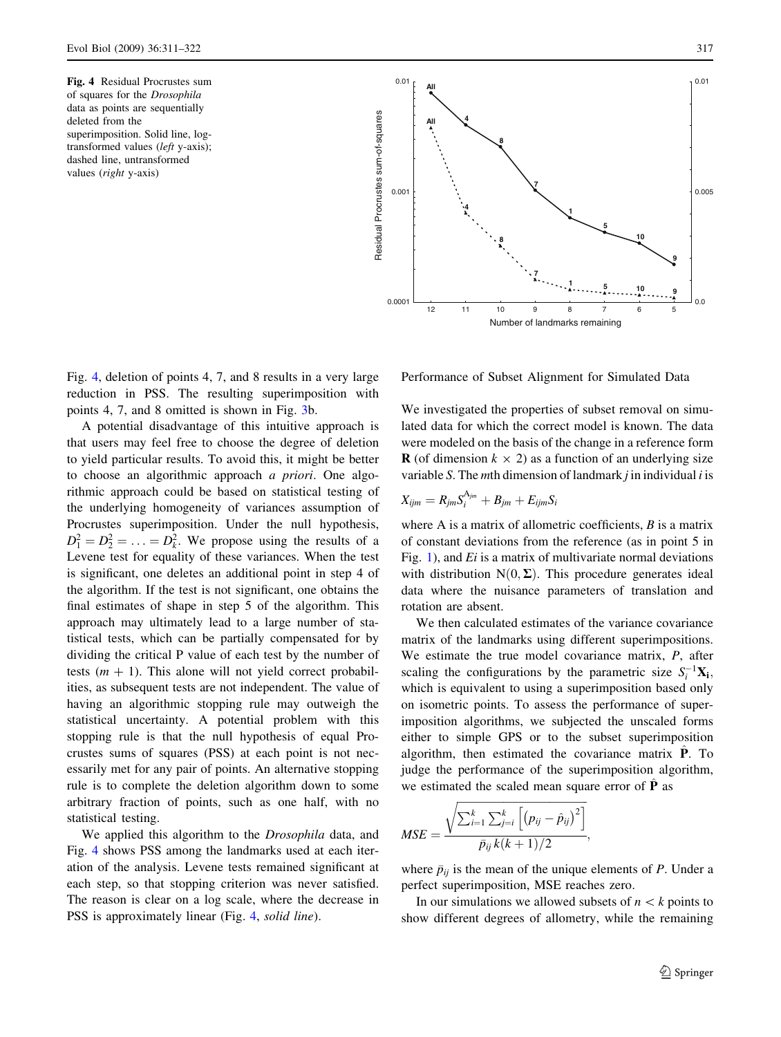Fig. 4 Residual Procrustes sum of squares for the *Drosophila* data as points are sequentially deleted from the superimposition. Solid line, log-transformed values (*left* y-axis); dashed line, untransformed values (*right* y-axis)

Fig. 4, deletion of points 4, 7, and 8 results in a very large reduction in PSS. The resulting superimposition with points 4, 7, and 8 omitted is shown in Fig. 3b.

A potential disadvantage of this intuitive approach is that users may feel free to choose the degree of deletion to yield particular results. To avoid this, it might be better to choose an algorithmic approach *a priori*. One algorithmic approach could be based on statistical testing of the underlying homogeneity of variances assumption of Procrustes superimposition. Under the null hypothesis, $D_1^2 = D_2^2 = \ldots = D_k^2$. We propose using the results of a Levene test for equality of these variances. When the test is significant, one deletes an additional point in step 4 of the algorithm. If the test is not significant, one obtains the final estimates of shape in step 5 of the algorithm. This approach may ultimately lead to a large number of statistical tests, which can be partially compensated for by dividing the critical P value of each test by the number of tests ($m + 1$). This alone will not yield correct probabilities, as subsequent tests are not independent. The value of having an algorithmic stopping rule may outweigh the statistical uncertainty. A potential problem with this stopping rule is that the null hypothesis of equal Procrustes sums of squares (PSS) at each point is not necessarily met for any pair of points. An alternative stopping rule is to complete the deletion algorithm down to some arbitrary fraction of points, such as one half, with no statistical testing.

We applied this algorithm to the *Drosophila* data, and Fig. 4 shows PSS among the landmarks used at each iteration of the analysis. Levene tests remained significant at each step, so that stopping criterion was never satisfied. The reason is clear on a log scale, where the decrease in PSS is approximately linear (Fig. 4, *solid line*).

## Performance of Subset Alignment for Simulated Data

We investigated the properties of subset removal on simulated data for which the correct model is known. The data were modeled on the basis of the change in a reference form $\mathbf{R}$ (of dimension $k \times 2$) as a function of an underlying size variable $S$. The $m$th dimension of landmark $j$ in individual $i$ is

$$X_{ijm} = R_{jm} S_i^{A_{jm}} + B_{jm} + E_{ijm} S_i$$

where A is a matrix of allometric coefficients, $B$ is a matrix of constant deviations from the reference (as in point 5 in Fig. 1), and $Ei$ is a matrix of multivariate normal deviations with distribution $N(0, \boldsymbol{\Sigma})$. This procedure generates ideal data where the nuisance parameters of translation and rotation are absent.

We then calculated estimates of the variance covariance matrix of the landmarks using different superimpositions. We estimate the true model covariance matrix, $P$, after scaling the configurations by the parametric size $S_i^{-1}\mathbf{X_i}$, which is equivalent to using a superimposition based only on isometric points. To assess the performance of superimposition algorithms, we subjected the unscaled forms either to simple GPS or to the subset superimposition algorithm, then estimated the covariance matrix $\hat{\mathbf{P}}$. To judge the performance of the superimposition algorithm, we estimated the scaled mean square error of $\hat{\mathbf{P}}$ as

$$MSE = \frac{\sqrt{\sum_{i=1}^{k}\sum_{j=i}^{k}\left[\left(p_{ij} - \hat{p}_{ij}\right)^2\right]}}{\bar{p}_{ij}\, k(k+1)/2},$$

where $\bar{p}_{ij}$ is the mean of the unique elements of $P$. Under a perfect superimposition, MSE reaches zero.

In our simulations we allowed subsets of $n < k$ points to show different degrees of allometry, while the remaining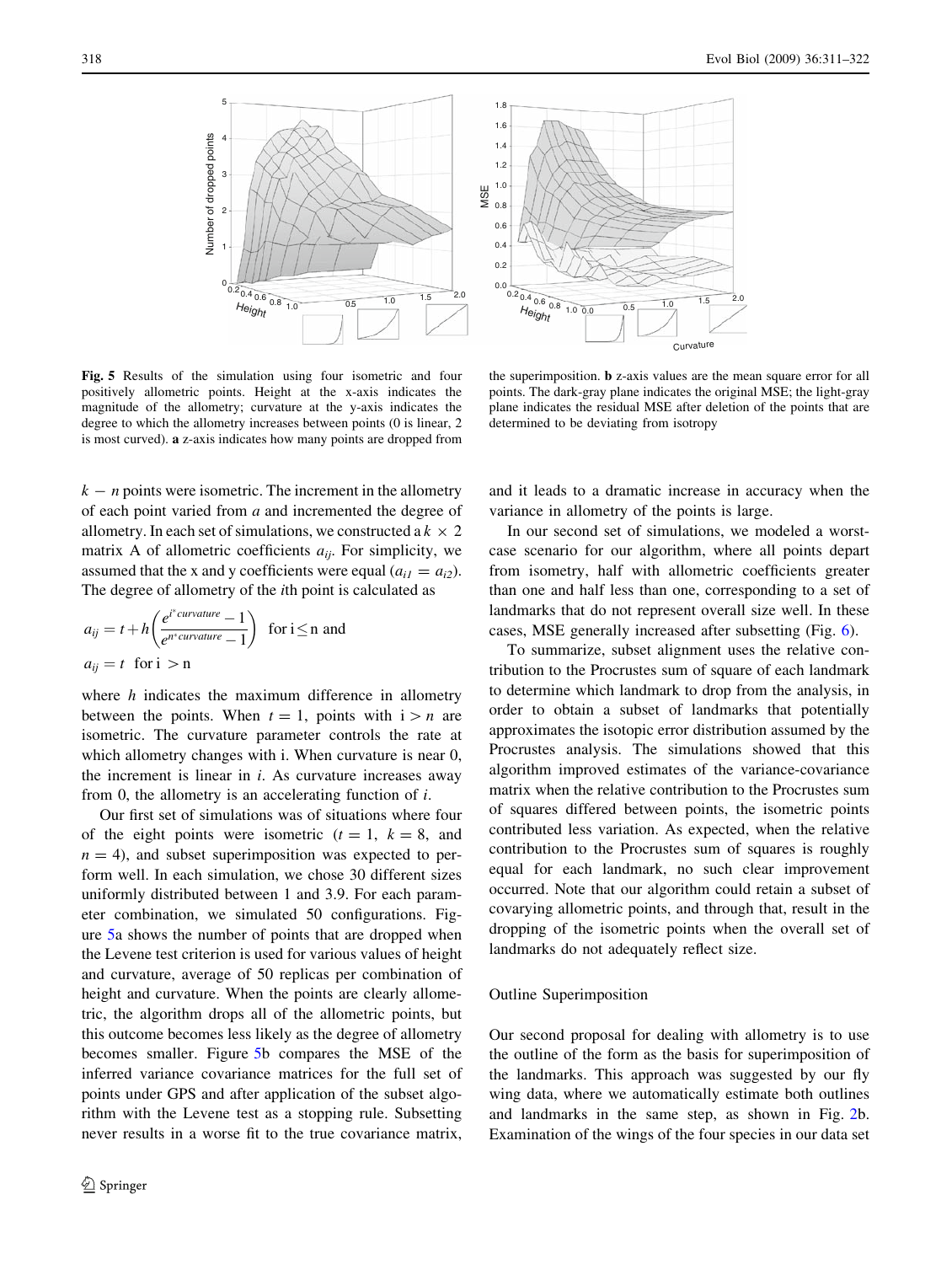Fig. 5 Results of the simulation using four isometric and four positively allometric points. Height at the x-axis indicates the magnitude of the allometry; curvature at the y-axis indicates the degree to which the allometry increases between points (0 is linear, 2 is most curved). **a** z-axis indicates how many points are dropped from the superimposition. **b** z-axis values are the mean square error for all points. The dark-gray plane indicates the original MSE; the light-gray plane indicates the residual MSE after deletion of the points that are determined to be deviating from isotropy

$k - n$ points were isometric. The increment in the allometry of each point varied from $a$ and incremented the degree of allometry. In each set of simulations, we constructed a $k \times 2$ matrix A of allometric coefficients $a_{ij}$. For simplicity, we assumed that the x and y coefficients were equal ($a_{i1} = a_{i2}$). The degree of allometry of the $i$th point is calculated as

$$a_{ij} = t + h\left(\frac{e^{i^* curvature} - 1}{e^{n^* curvature} - 1}\right) \quad \text{for i} \leq \text{n and}$$

$$a_{ij} = t \quad \text{for i} > \text{n}$$

where $h$ indicates the maximum difference in allometry between the points. When $t = 1$, points with $i > n$ are isometric. The curvature parameter controls the rate at which allometry changes with i. When curvature is near 0, the increment is linear in $i$. As curvature increases away from 0, the allometry is an accelerating function of $i$.

Our first set of simulations was of situations where four of the eight points were isometric ($t = 1$, $k = 8$, and $n = 4$), and subset superimposition was expected to perform well. In each simulation, we chose 30 different sizes uniformly distributed between 1 and 3.9. For each parameter combination, we simulated 50 configurations. Figure 5a shows the number of points that are dropped when the Levene test criterion is used for various values of height and curvature, average of 50 replicas per combination of height and curvature. When the points are clearly allometric, the algorithm drops all of the allometric points, but this outcome becomes less likely as the degree of allometry becomes smaller. Figure 5b compares the MSE of the inferred variance covariance matrices for the full set of points under GPS and after application of the subset algorithm with the Levene test as a stopping rule. Subsetting never results in a worse fit to the true covariance matrix, and it leads to a dramatic increase in accuracy when the variance in allometry of the points is large.

In our second set of simulations, we modeled a worst-case scenario for our algorithm, where all points depart from isometry, half with allometric coefficients greater than one and half less than one, corresponding to a set of landmarks that do not represent overall size well. In these cases, MSE generally increased after subsetting (Fig. 6).

To summarize, subset alignment uses the relative contribution to the Procrustes sum of square of each landmark to determine which landmark to drop from the analysis, in order to obtain a subset of landmarks that potentially approximates the isotopic error distribution assumed by the Procrustes analysis. The simulations showed that this algorithm improved estimates of the variance-covariance matrix when the relative contribution to the Procrustes sum of squares differed between points, the isometric points contributed less variation. As expected, when the relative contribution to the Procrustes sum of squares is roughly equal for each landmark, no such clear improvement occurred. Note that our algorithm could retain a subset of covarying allometric points, and through that, result in the dropping of the isometric points when the overall set of landmarks do not adequately reflect size.

### Outline Superimposition

Our second proposal for dealing with allometry is to use the outline of the form as the basis for superimposition of the landmarks. This approach was suggested by our fly wing data, where we automatically estimate both outlines and landmarks in the same step, as shown in Fig. 2b. Examination of the wings of the four species in our data set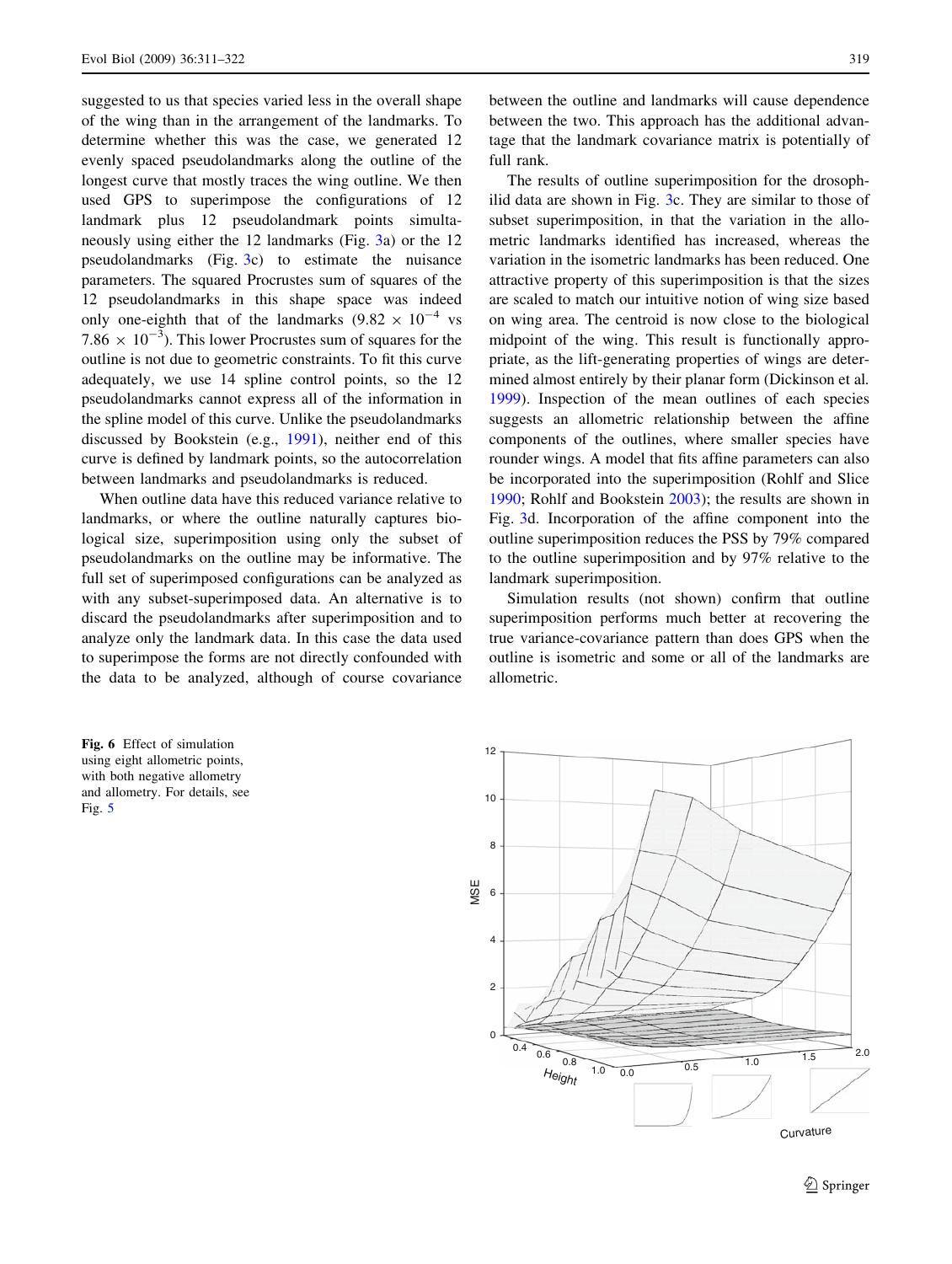suggested to us that species varied less in the overall shape of the wing than in the arrangement of the landmarks. To determine whether this was the case, we generated 12 evenly spaced pseudolandmarks along the outline of the longest curve that mostly traces the wing outline. We then used GPS to superimpose the configurations of 12 landmark plus 12 pseudolandmark points simultaneously using either the 12 landmarks (Fig. 3a) or the 12 pseudolandmarks (Fig. 3c) to estimate the nuisance parameters. The squared Procrustes sum of squares of the 12 pseudolandmarks in this shape space was indeed only one-eighth that of the landmarks ($9.82 \times 10^{-4}$ vs $7.86 \times 10^{-3}$). This lower Procrustes sum of squares for the outline is not due to geometric constraints. To fit this curve adequately, we use 14 spline control points, so the 12 pseudolandmarks cannot express all of the information in the spline model of this curve. Unlike the pseudolandmarks discussed by Bookstein (e.g., 1991), neither end of this curve is defined by landmark points, so the autocorrelation between landmarks and pseudolandmarks is reduced.

When outline data have this reduced variance relative to landmarks, or where the outline naturally captures biological size, superimposition using only the subset of pseudolandmarks on the outline may be informative. The full set of superimposed configurations can be analyzed as with any subset-superimposed data. An alternative is to discard the pseudolandmarks after superimposition and to analyze only the landmark data. In this case the data used to superimpose the forms are not directly confounded with the data to be analyzed, although of course covariance between the outline and landmarks will cause dependence between the two. This approach has the additional advantage that the landmark covariance matrix is potentially of full rank.

The results of outline superimposition for the drosophilid data are shown in Fig. 3c. They are similar to those of subset superimposition, in that the variation in the allometric landmarks identified has increased, whereas the variation in the isometric landmarks has been reduced. One attractive property of this superimposition is that the sizes are scaled to match our intuitive notion of wing size based on wing area. The centroid is now close to the biological midpoint of the wing. This result is functionally appropriate, as the lift-generating properties of wings are determined almost entirely by their planar form (Dickinson et al. 1999). Inspection of the mean outlines of each species suggests an allometric relationship between the affine components of the outlines, where smaller species have rounder wings. A model that fits affine parameters can also be incorporated into the superimposition (Rohlf and Slice 1990; Rohlf and Bookstein 2003); the results are shown in Fig. 3d. Incorporation of the affine component into the outline superimposition reduces the PSS by 79% compared to the outline superimposition and by 97% relative to the landmark superimposition.

Simulation results (not shown) confirm that outline superimposition performs much better at recovering the true variance-covariance pattern than does GPS when the outline is isometric and some or all of the landmarks are allometric.

**Fig. 6** Effect of simulation using eight allometric points, with both negative allometry and allometry. For details, see Fig. 5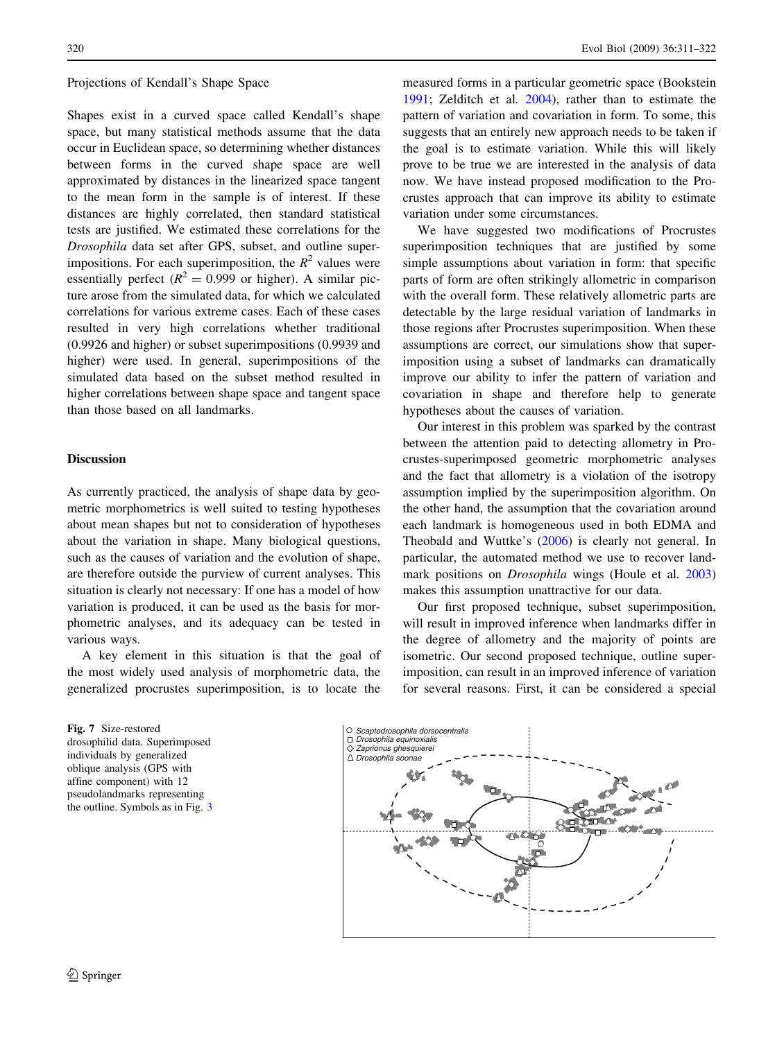Projections of Kendall's Shape Space

Shapes exist in a curved space called Kendall's shape space, but many statistical methods assume that the data occur in Euclidean space, so determining whether distances between forms in the curved shape space are well approximated by distances in the linearized space tangent to the mean form in the sample is of interest. If these distances are highly correlated, then standard statistical tests are justified. We estimated these correlations for the *Drosophila* data set after GPS, subset, and outline superimpositions. For each superimposition, the $R^2$ values were essentially perfect ($R^2 = 0.999$ or higher). A similar picture arose from the simulated data, for which we calculated correlations for various extreme cases. Each of these cases resulted in very high correlations whether traditional (0.9926 and higher) or subset superimpositions (0.9939 and higher) were used. In general, superimpositions of the simulated data based on the subset method resulted in higher correlations between shape space and tangent space than those based on all landmarks.

## Discussion

As currently practiced, the analysis of shape data by geometric morphometrics is well suited to testing hypotheses about mean shapes but not to consideration of hypotheses about the variation in shape. Many biological questions, such as the causes of variation and the evolution of shape, are therefore outside the purview of current analyses. This situation is clearly not necessary: If one has a model of how variation is produced, it can be used as the basis for morphometric analyses, and its adequacy can be tested in various ways.

A key element in this situation is that the goal of the most widely used analysis of morphometric data, the generalized procrustes superimposition, is to locate the measured forms in a particular geometric space (Bookstein 1991; Zelditch et al. 2004), rather than to estimate the pattern of variation and covariation in form. To some, this suggests that an entirely new approach needs to be taken if the goal is to estimate variation. While this will likely prove to be true we are interested in the analysis of data now. We have instead proposed modification to the Procrustes approach that can improve its ability to estimate variation under some circumstances.

We have suggested two modifications of Procrustes superimposition techniques that are justified by some simple assumptions about variation in form: that specific parts of form are often strikingly allometric in comparison with the overall form. These relatively allometric parts are detectable by the large residual variation of landmarks in those regions after Procrustes superimposition. When these assumptions are correct, our simulations show that superimposition using a subset of landmarks can dramatically improve our ability to infer the pattern of variation and covariation in shape and therefore help to generate hypotheses about the causes of variation.

Our interest in this problem was sparked by the contrast between the attention paid to detecting allometry in Procrustes-superimposed geometric morphometric analyses and the fact that allometry is a violation of the isotropy assumption implied by the superimposition algorithm. On the other hand, the assumption that the covariation around each landmark is homogeneous used in both EDMA and Theobald and Wuttke's (2006) is clearly not general. In particular, the automated method we use to recover landmark positions on *Drosophila* wings (Houle et al. 2003) makes this assumption unattractive for our data.

Our first proposed technique, subset superimposition, will result in improved inference when landmarks differ in the degree of allometry and the majority of points are isometric. Our second proposed technique, outline superimposition, can result in an improved inference of variation for several reasons. First, it can be considered a special

**Fig. 7** Size-restored drosophilid data. Superimposed individuals by generalized oblique analysis (GPS with affine component) with 12 pseudolandmarks representing the outline. Symbols as in Fig. 3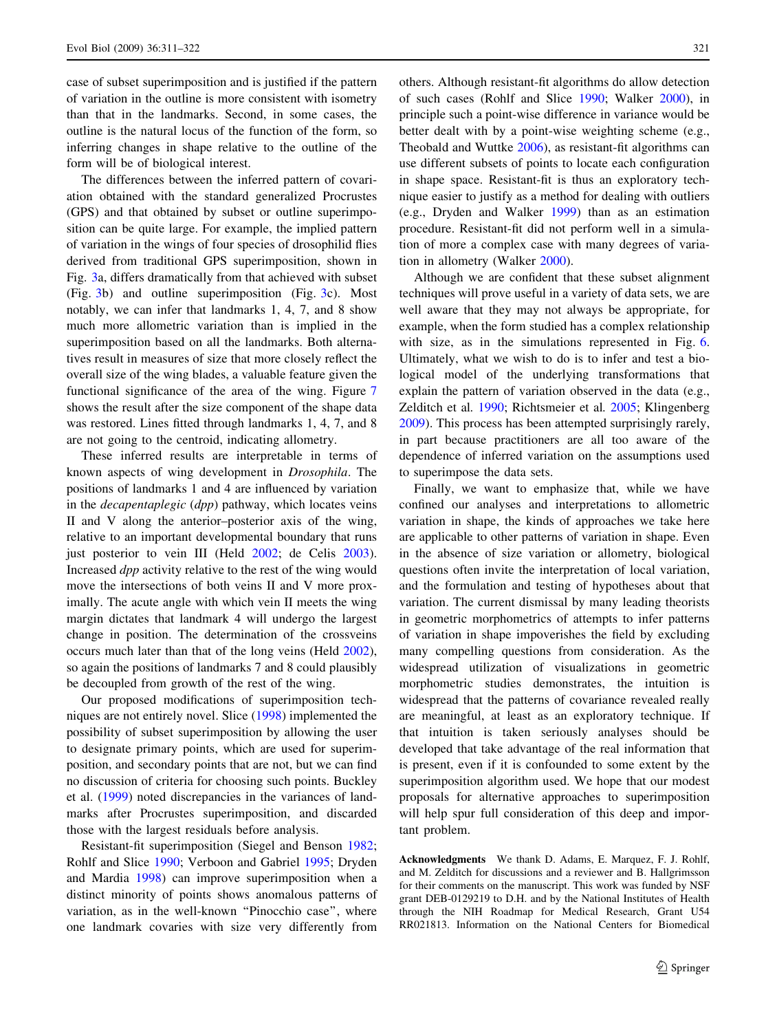case of subset superimposition and is justified if the pattern of variation in the outline is more consistent with isometry than that in the landmarks. Second, in some cases, the outline is the natural locus of the function of the form, so inferring changes in shape relative to the outline of the form will be of biological interest.

The differences between the inferred pattern of covariation obtained with the standard generalized Procrustes (GPS) and that obtained by subset or outline superimposition can be quite large. For example, the implied pattern of variation in the wings of four species of drosophilid flies derived from traditional GPS superimposition, shown in Fig. 3a, differs dramatically from that achieved with subset (Fig. 3b) and outline superimposition (Fig. 3c). Most notably, we can infer that landmarks 1, 4, 7, and 8 show much more allometric variation than is implied in the superimposition based on all the landmarks. Both alternatives result in measures of size that more closely reflect the overall size of the wing blades, a valuable feature given the functional significance of the area of the wing. Figure 7 shows the result after the size component of the shape data was restored. Lines fitted through landmarks 1, 4, 7, and 8 are not going to the centroid, indicating allometry.

These inferred results are interpretable in terms of known aspects of wing development in *Drosophila*. The positions of landmarks 1 and 4 are influenced by variation in the *decapentaplegic* (*dpp*) pathway, which locates veins II and V along the anterior–posterior axis of the wing, relative to an important developmental boundary that runs just posterior to vein III (Held 2002; de Celis 2003). Increased *dpp* activity relative to the rest of the wing would move the intersections of both veins II and V more proximally. The acute angle with which vein II meets the wing margin dictates that landmark 4 will undergo the largest change in position. The determination of the crossveins occurs much later than that of the long veins (Held 2002), so again the positions of landmarks 7 and 8 could plausibly be decoupled from growth of the rest of the wing.

Our proposed modifications of superimposition techniques are not entirely novel. Slice (1998) implemented the possibility of subset superimposition by allowing the user to designate primary points, which are used for superimposition, and secondary points that are not, but we can find no discussion of criteria for choosing such points. Buckley et al. (1999) noted discrepancies in the variances of landmarks after Procrustes superimposition, and discarded those with the largest residuals before analysis.

Resistant-fit superimposition (Siegel and Benson 1982; Rohlf and Slice 1990; Verboon and Gabriel 1995; Dryden and Mardia 1998) can improve superimposition when a distinct minority of points shows anomalous patterns of variation, as in the well-known "Pinocchio case", where one landmark covaries with size very differently from others. Although resistant-fit algorithms do allow detection of such cases (Rohlf and Slice 1990; Walker 2000), in principle such a point-wise difference in variance would be better dealt with by a point-wise weighting scheme (e.g., Theobald and Wuttke 2006), as resistant-fit algorithms can use different subsets of points to locate each configuration in shape space. Resistant-fit is thus an exploratory technique easier to justify as a method for dealing with outliers (e.g., Dryden and Walker 1999) than as an estimation procedure. Resistant-fit did not perform well in a simulation of more a complex case with many degrees of variation in allometry (Walker 2000).

Although we are confident that these subset alignment techniques will prove useful in a variety of data sets, we are well aware that they may not always be appropriate, for example, when the form studied has a complex relationship with size, as in the simulations represented in Fig. 6. Ultimately, what we wish to do is to infer and test a biological model of the underlying transformations that explain the pattern of variation observed in the data (e.g., Zelditch et al. 1990; Richtsmeier et al. 2005; Klingenberg 2009). This process has been attempted surprisingly rarely, in part because practitioners are all too aware of the dependence of inferred variation on the assumptions used to superimpose the data sets.

Finally, we want to emphasize that, while we have confined our analyses and interpretations to allometric variation in shape, the kinds of approaches we take here are applicable to other patterns of variation in shape. Even in the absence of size variation or allometry, biological questions often invite the interpretation of local variation, and the formulation and testing of hypotheses about that variation. The current dismissal by many leading theorists in geometric morphometrics of attempts to infer patterns of variation in shape impoverishes the field by excluding many compelling questions from consideration. As the widespread utilization of visualizations in geometric morphometric studies demonstrates, the intuition is widespread that the patterns of covariance revealed really are meaningful, at least as an exploratory technique. If that intuition is taken seriously analyses should be developed that take advantage of the real information that is present, even if it is confounded to some extent by the superimposition algorithm used. We hope that our modest proposals for alternative approaches to superimposition will help spur full consideration of this deep and important problem.

**Acknowledgments** We thank D. Adams, E. Marquez, F. J. Rohlf, and M. Zelditch for discussions and a reviewer and B. Hallgrimsson for their comments on the manuscript. This work was funded by NSF grant DEB-0129219 to D.H. and by the National Institutes of Health through the NIH Roadmap for Medical Research, Grant U54 RR021813. Information on the National Centers for Biomedical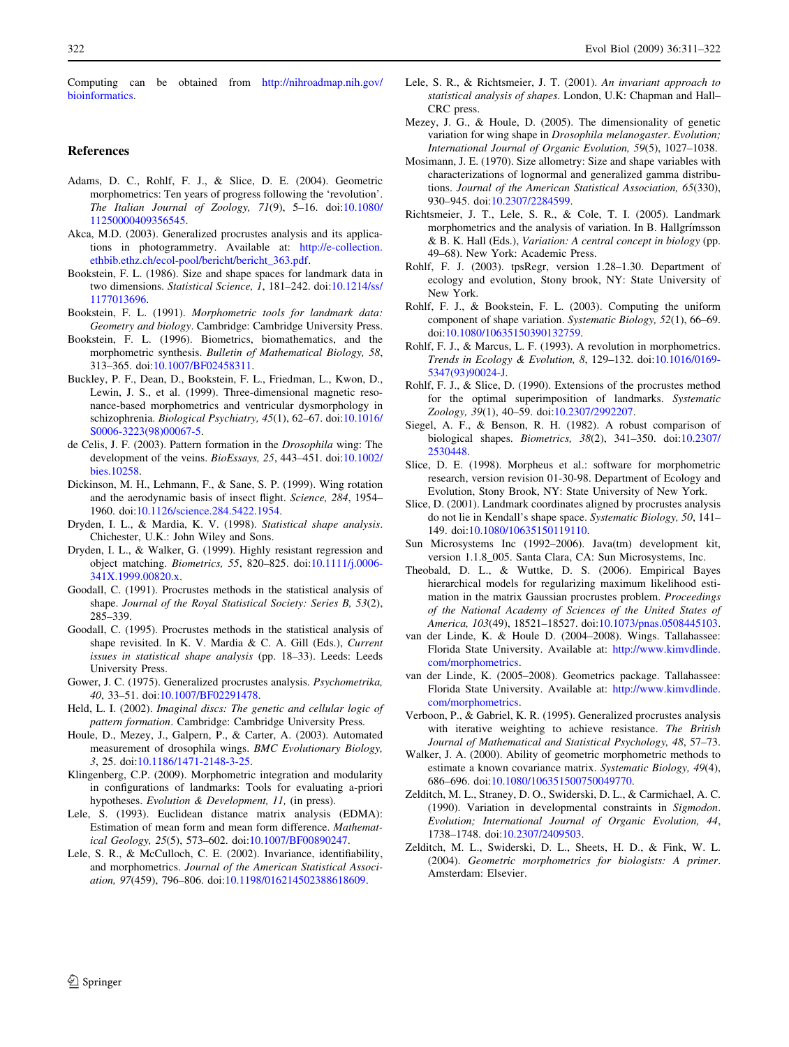Computing can be obtained from http://nihroadmap.nih.gov/bioinformatics.

## References

Adams, D. C., Rohlf, F. J., & Slice, D. E. (2004). Geometric morphometrics: Ten years of progress following the 'revolution'. *The Italian Journal of Zoology, 71*(9), 5–16. doi:10.1080/11250000409356545.

Akca, M.D. (2003). Generalized procrustes analysis and its applications in photogrammetry. Available at: http://e-collection.ethbib.ethz.ch/ecol-pool/bericht/bericht_363.pdf.

Bookstein, F. L. (1986). Size and shape spaces for landmark data in two dimensions. *Statistical Science, 1*, 181–242. doi:10.1214/ss/1177013696.

Bookstein, F. L. (1991). *Morphometric tools for landmark data: Geometry and biology*. Cambridge: Cambridge University Press.

Bookstein, F. L. (1996). Biometrics, biomathematics, and the morphometric synthesis. *Bulletin of Mathematical Biology, 58*, 313–365. doi:10.1007/BF02458311.

Buckley, P. F., Dean, D., Bookstein, F. L., Friedman, L., Kwon, D., Lewin, J. S., et al. (1999). Three-dimensional magnetic resonance-based morphometrics and ventricular dysmorphology in schizophrenia. *Biological Psychiatry, 45*(1), 62–67. doi:10.1016/S0006-3223(98)00067-5.

de Celis, J. F. (2003). Pattern formation in the *Drosophila* wing: The development of the veins. *BioEssays, 25*, 443–451. doi:10.1002/bies.10258.

Dickinson, M. H., Lehmann, F., & Sane, S. P. (1999). Wing rotation and the aerodynamic basis of insect flight. *Science, 284*, 1954–1960. doi:10.1126/science.284.5422.1954.

Dryden, I. L., & Mardia, K. V. (1998). *Statistical shape analysis*. Chichester, U.K.: John Wiley and Sons.

Dryden, I. L., & Walker, G. (1999). Highly resistant regression and object matching. *Biometrics, 55*, 820–825. doi:10.1111/j.0006-341X.1999.00820.x.

Goodall, C. (1991). Procrustes methods in the statistical analysis of shape. *Journal of the Royal Statistical Society: Series B, 53*(2), 285–339.

Goodall, C. (1995). Procrustes methods in the statistical analysis of shape revisited. In K. V. Mardia & C. A. Gill (Eds.), *Current issues in statistical shape analysis* (pp. 18–33). Leeds: Leeds University Press.

Gower, J. C. (1975). Generalized procrustes analysis. *Psychometrika, 40*, 33–51. doi:10.1007/BF02291478.

Held, L. I. (2002). *Imaginal discs: The genetic and cellular logic of pattern formation*. Cambridge: Cambridge University Press.

Houle, D., Mezey, J., Galpern, P., & Carter, A. (2003). Automated measurement of drosophila wings. *BMC Evolutionary Biology, 3*, 25. doi:10.1186/1471-2148-3-25.

Klingenberg, C.P. (2009). Morphometric integration and modularity in configurations of landmarks: Tools for evaluating a-priori hypotheses. *Evolution & Development, 11*, (in press).

Lele, S. (1993). Euclidean distance matrix analysis (EDMA): Estimation of mean form and mean form difference. *Mathematical Geology, 25*(5), 573–602. doi:10.1007/BF00890247.

Lele, S. R., & McCulloch, C. E. (2002). Invariance, identifiability, and morphometrics. *Journal of the American Statistical Association, 97*(459), 796–806. doi:10.1198/016214502388618609.

Lele, S. R., & Richtsmeier, J. T. (2001). *An invariant approach to statistical analysis of shapes*. London, U.K: Chapman and Hall–CRC press.

Mezey, J. G., & Houle, D. (2005). The dimensionality of genetic variation for wing shape in *Drosophila melanogaster*. *Evolution; International Journal of Organic Evolution, 59*(5), 1027–1038.

Mosimann, J. E. (1970). Size allometry: Size and shape variables with characterizations of lognormal and generalized gamma distributions. *Journal of the American Statistical Association, 65*(330), 930–945. doi:10.2307/2284599.

Richtsmeier, J. T., Lele, S. R., & Cole, T. I. (2005). Landmark morphometrics and the analysis of variation. In B. Hallgrímsson & B. K. Hall (Eds.), *Variation: A central concept in biology* (pp. 49–68). New York: Academic Press.

Rohlf, F. J. (2003). tpsRegr, version 1.28–1.30. Department of ecology and evolution, Stony brook, NY: State University of New York.

Rohlf, F. J., & Bookstein, F. L. (2003). Computing the uniform component of shape variation. *Systematic Biology, 52*(1), 66–69. doi:10.1080/10635150390132759.

Rohlf, F. J., & Marcus, L. F. (1993). A revolution in morphometrics. *Trends in Ecology & Evolution, 8*, 129–132. doi:10.1016/0169-5347(93)90024-J.

Rohlf, F. J., & Slice, D. (1990). Extensions of the procrustes method for the optimal superimposition of landmarks. *Systematic Zoology, 39*(1), 40–59. doi:10.2307/2992207.

Siegel, A. F., & Benson, R. H. (1982). A robust comparison of biological shapes. *Biometrics, 38*(2), 341–350. doi:10.2307/2530448.

Slice, D. E. (1998). Morpheus et al.: software for morphometric research, version revision 01-30-98. Department of Ecology and Evolution, Stony Brook, NY: State University of New York.

Slice, D. (2001). Landmark coordinates aligned by procrustes analysis do not lie in Kendall's shape space. *Systematic Biology, 50*, 141–149. doi:10.1080/10635150119110.

Sun Microsystems Inc (1992–2006). Java(tm) development kit, version 1.1.8_005. Santa Clara, CA: Sun Microsystems, Inc.

Theobald, D. L., & Wuttke, D. S. (2006). Empirical Bayes hierarchical models for regularizing maximum likelihood estimation in the matrix Gaussian procrustes problem. *Proceedings of the National Academy of Sciences of the United States of America, 103*(49), 18521–18527. doi:10.1073/pnas.0508445103.

van der Linde, K. & Houle D. (2004–2008). Wings. Tallahassee: Florida State University. Available at: http://www.kimvdlinde.com/morphometrics.

van der Linde, K. (2005–2008). Geometrics package. Tallahassee: Florida State University. Available at: http://www.kimvdlinde.com/morphometrics.

Verboon, P., & Gabriel, K. R. (1995). Generalized procrustes analysis with iterative weighting to achieve resistance. *The British Journal of Mathematical and Statistical Psychology, 48*, 57–73.

Walker, J. A. (2000). Ability of geometric morphometric methods to estimate a known covariance matrix. *Systematic Biology, 49*(4), 686–696. doi:10.1080/106351500750049770.

Zelditch, M. L., Straney, D. O., Swiderski, D. L., & Carmichael, A. C. (1990). Variation in developmental constraints in *Sigmodon*. *Evolution; International Journal of Organic Evolution, 44*, 1738–1748. doi:10.2307/2409503.

Zelditch, M. L., Swiderski, D. L., Sheets, H. D., & Fink, W. L. (2004). *Geometric morphometrics for biologists: A primer*. Amsterdam: Elsevier.